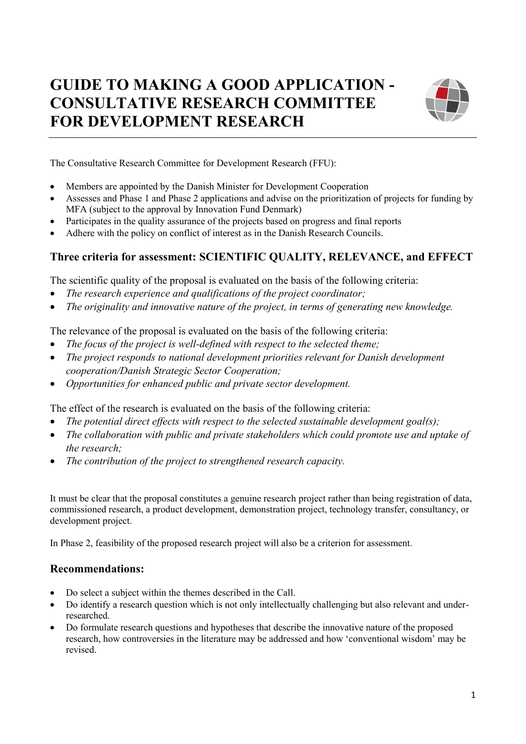# GUIDE TO MAKING A GOOD APPLICATION - CONSULTATIVE RESEARCH COMMITTEE FOR DEVELOPMENT RESEARCH

The Consultative Research Committee for Development Research (FFU):

- Members are appointed by the Danish Minister for Development Cooperation
- Assesses and Phase 1 and Phase 2 applications and advise on the prioritization of projects for funding by MFA (subject to the approval by Innovation Fund Denmark)
- Participates in the quality assurance of the projects based on progress and final reports
- Adhere with the policy on conflict of interest as in the Danish Research Councils.

### Three criteria for assessment: SCIENTIFIC QUALITY, RELEVANCE, and EFFECT

The scientific quality of the proposal is evaluated on the basis of the following criteria:

- *The research experience and qualifications of the project coordinator;*
- *The originality and innovative nature of the project, in terms of generating new knowledge.*

The relevance of the proposal is evaluated on the basis of the following criteria:

- *The focus of the project is well-defined with respect to the selected theme;*
- *The project responds to national development priorities relevant for Danish development cooperation/Danish Strategic Sector Cooperation;*
- *Opportunities for enhanced public and private sector development.*

The effect of the research is evaluated on the basis of the following criteria:

- *The potential direct effects with respect to the selected sustainable development goal(s);*
- *The collaboration with public and private stakeholders which could promote use and uptake of the research;*
- *The contribution of the project to strengthened research capacity.*

It must be clear that the proposal constitutes a genuine research project rather than being registration of data, commissioned research, a product development, demonstration project, technology transfer, consultancy, or development project.

In Phase 2, feasibility of the proposed research project will also be a criterion for assessment.

### Recommendations:

- Do select a subject within the themes described in the Call.
- Do identify a research question which is not only intellectually challenging but also relevant and under-researched.
- Do formulate research questions and hypotheses that describe the innovative nature of the proposed research, how controversies in the literature may be addressed and how 'conventional wisdom' may be revised.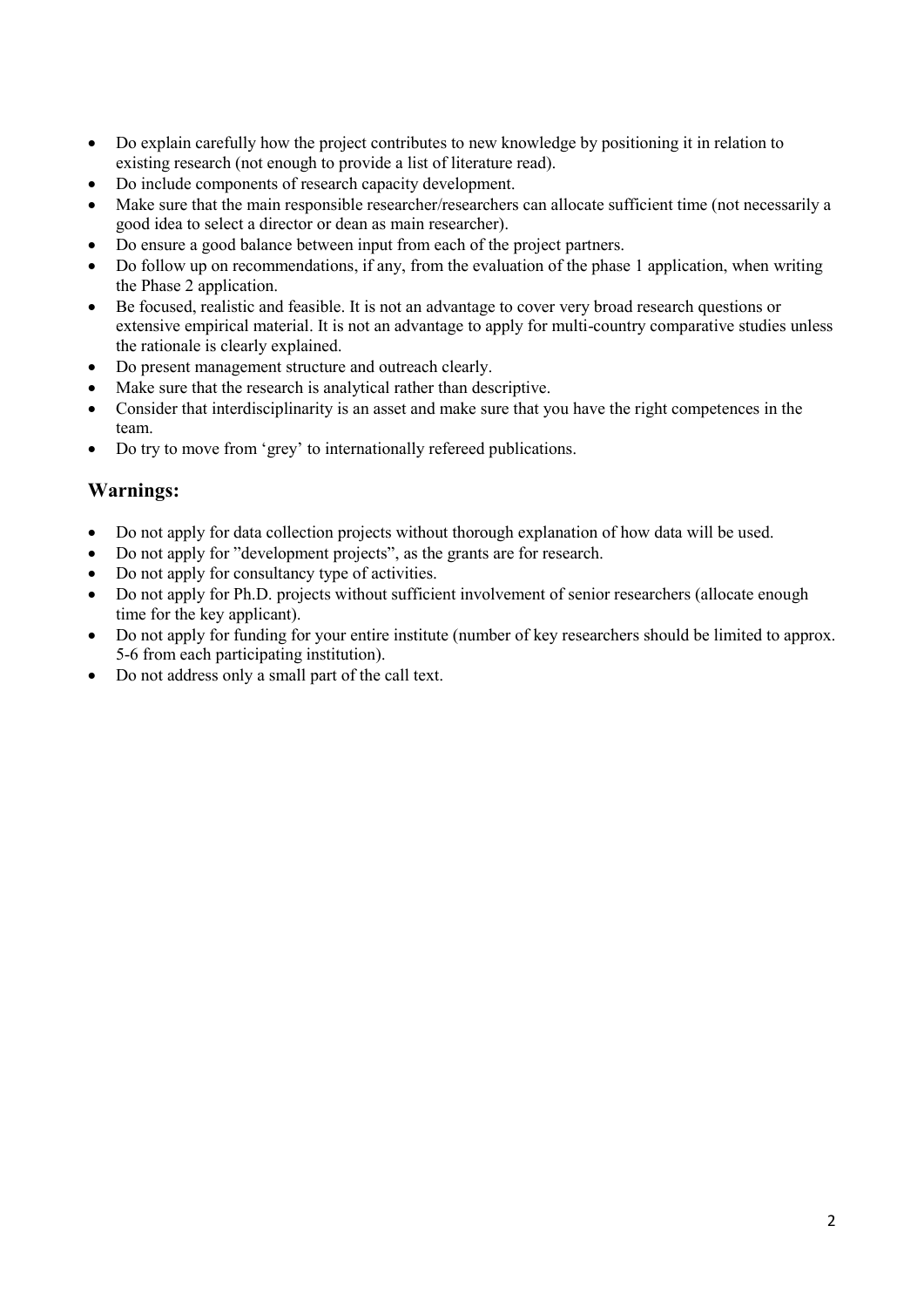- Do explain carefully how the project contributes to new knowledge by positioning it in relation to existing research (not enough to provide a list of literature read).
- Do include components of research capacity development.
- Make sure that the main responsible researcher/researchers can allocate sufficient time (not necessarily a good idea to select a director or dean as main researcher).
- Do ensure a good balance between input from each of the project partners.
- Do follow up on recommendations, if any, from the evaluation of the phase 1 application, when writing the Phase 2 application.
- Be focused, realistic and feasible. It is not an advantage to cover very broad research questions or extensive empirical material. It is not an advantage to apply for multi-country comparative studies unless the rationale is clearly explained.
- Do present management structure and outreach clearly.
- Make sure that the research is analytical rather than descriptive.
- Consider that interdisciplinarity is an asset and make sure that you have the right competences in the team.
- Do try to move from 'grey' to internationally refereed publications.

## Warnings:

- Do not apply for data collection projects without thorough explanation of how data will be used.
- Do not apply for "development projects", as the grants are for research.
- Do not apply for consultancy type of activities.
- Do not apply for Ph.D. projects without sufficient involvement of senior researchers (allocate enough time for the key applicant).
- Do not apply for funding for your entire institute (number of key researchers should be limited to approx. 5-6 from each participating institution).
- Do not address only a small part of the call text.